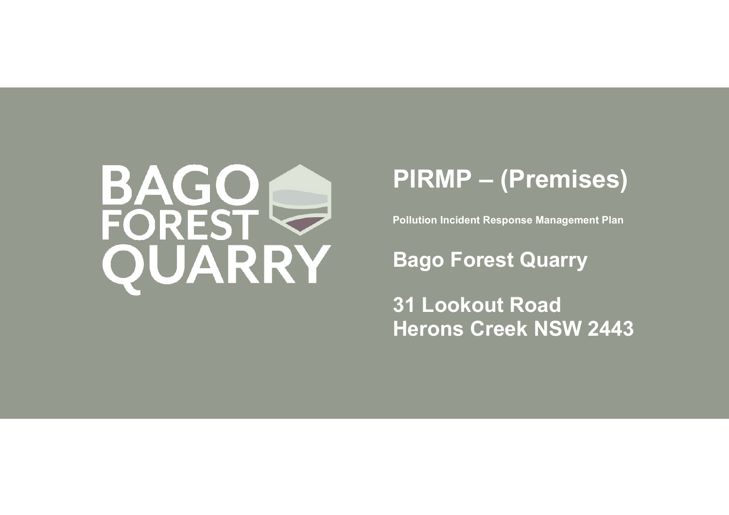BAGO FOREST QUARRY

# PIRMP – (Premises)

**Pollution Incident Response Management Plan**

## Bago Forest Quarry

## 31 Lookout Road
## Herons Creek NSW 2443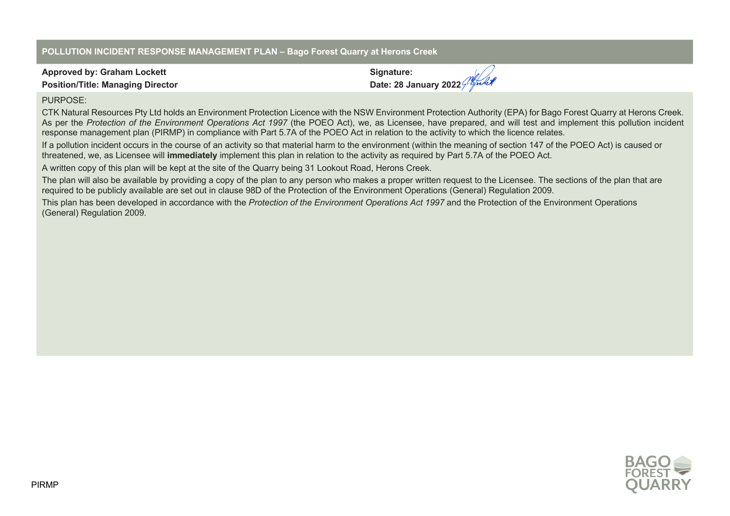## POLLUTION INCIDENT RESPONSE MANAGEMENT PLAN – Bago Forest Quarry at Herons Creek

**Approved by: Graham Lockett**
**Position/Title: Managing Director**

**Signature:**
**Date: 28 January 2022**

PURPOSE:

CTK Natural Resources Pty Ltd holds an Environment Protection Licence with the NSW Environment Protection Authority (EPA) for Bago Forest Quarry at Herons Creek. As per the *Protection of the Environment Operations Act 1997* (the POEO Act), we, as Licensee, have prepared, and will test and implement this pollution incident response management plan (PIRMP) in compliance with Part 5.7A of the POEO Act in relation to the activity to which the licence relates.

If a pollution incident occurs in the course of an activity so that material harm to the environment (within the meaning of section 147 of the POEO Act) is caused or threatened, we, as Licensee will **immediately** implement this plan in relation to the activity as required by Part 5.7A of the POEO Act.

A written copy of this plan will be kept at the site of the Quarry being 31 Lookout Road, Herons Creek.

The plan will also be available by providing a copy of the plan to any person who makes a proper written request to the Licensee. The sections of the plan that are required to be publicly available are set out in clause 98D of the Protection of the Environment Operations (General) Regulation 2009.

This plan has been developed in accordance with the *Protection of the Environment Operations Act 1997* and the Protection of the Environment Operations (General) Regulation 2009.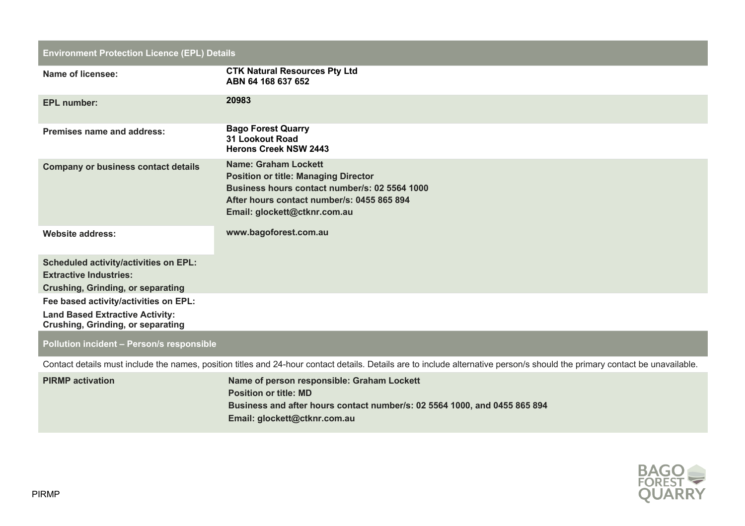| Environment Protection Licence (EPL) Details | |
|---|---|
| **Name of licensee:** | **CTK Natural Resources Pty Ltd**<br>**ABN 64 168 637 652** |
| **EPL number:** | **20983** |
| **Premises name and address:** | **Bago Forest Quarry**<br>**31 Lookout Road**<br>**Herons Creek NSW 2443** |
| **Company or business contact details** | **Name: Graham Lockett**<br>**Position or title: Managing Director**<br>**Business hours contact number/s: 02 5564 1000**<br>**After hours contact number/s: 0455 865 894**<br>**Email: glockett@ctknr.com.au** |
| **Website address:** | **www.bagoforest.com.au** |
| **Scheduled activity/activities on EPL:**<br>**Extractive Industries:**<br>**Crushing, Grinding, or separating** | |
| **Fee based activity/activities on EPL:**<br>**Land Based Extractive Activity:**<br>**Crushing, Grinding, or separating** | |

| Pollution incident – Person/s responsible | |
|---|---|
| Contact details must include the names, position titles and 24-hour contact details. Details are to include alternative person/s should the primary contact be unavailable. | |
| **PIRMP activation** | **Name of person responsible: Graham Lockett**<br>**Position or title: MD**<br>**Business and after hours contact number/s: 02 5564 1000, and 0455 865 894**<br>**Email: glockett@ctknr.com.au** |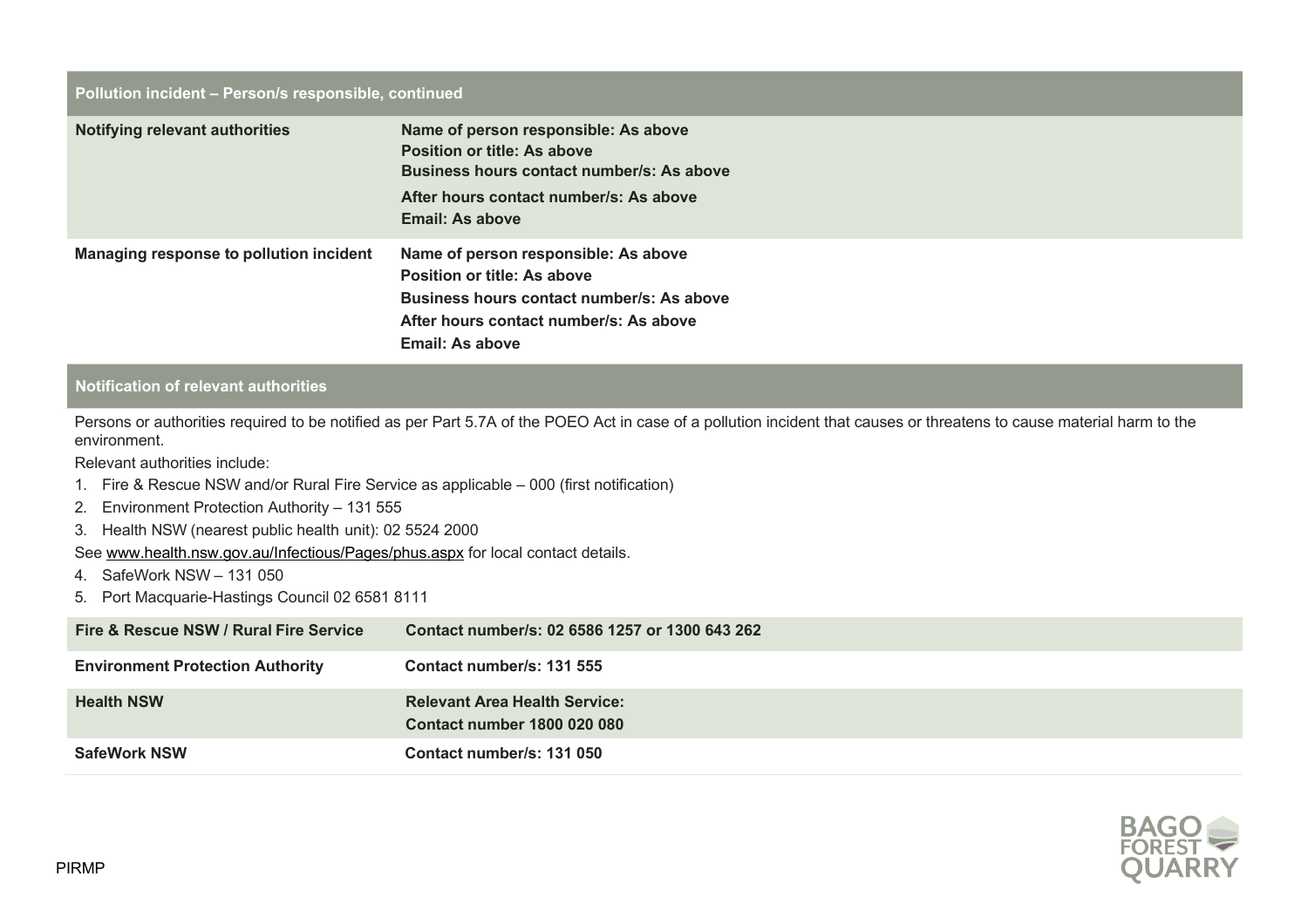| Pollution incident – Person/s responsible, continued | |
|---|---|
| **Notifying relevant authorities** | **Name of person responsible: As above**<br>**Position or title: As above**<br>**Business hours contact number/s: As above**<br>**After hours contact number/s: As above**<br>**Email: As above** |
| **Managing response to pollution incident** | **Name of person responsible: As above**<br>**Position or title: As above**<br>**Business hours contact number/s: As above**<br>**After hours contact number/s: As above**<br>**Email: As above** |

### Notification of relevant authorities

Persons or authorities required to be notified as per Part 5.7A of the POEO Act in case of a pollution incident that causes or threatens to cause material harm to the environment.

Relevant authorities include:

1. Fire & Rescue NSW and/or Rural Fire Service as applicable – 000 (first notification)
2. Environment Protection Authority – 131 555
3. Health NSW (nearest public health unit): 02 5524 2000

See www.health.nsw.gov.au/Infectious/Pages/phus.aspx for local contact details.

4. SafeWork NSW – 131 050
5. Port Macquarie-Hastings Council 02 6581 8111

| | |
|---|---|
| **Fire & Rescue NSW / Rural Fire Service** | **Contact number/s: 02 6586 1257 or 1300 643 262** |
| **Environment Protection Authority** | **Contact number/s: 131 555** |
| **Health NSW** | **Relevant Area Health Service:**<br>**Contact number 1800 020 080** |
| **SafeWork NSW** | **Contact number/s: 131 050** |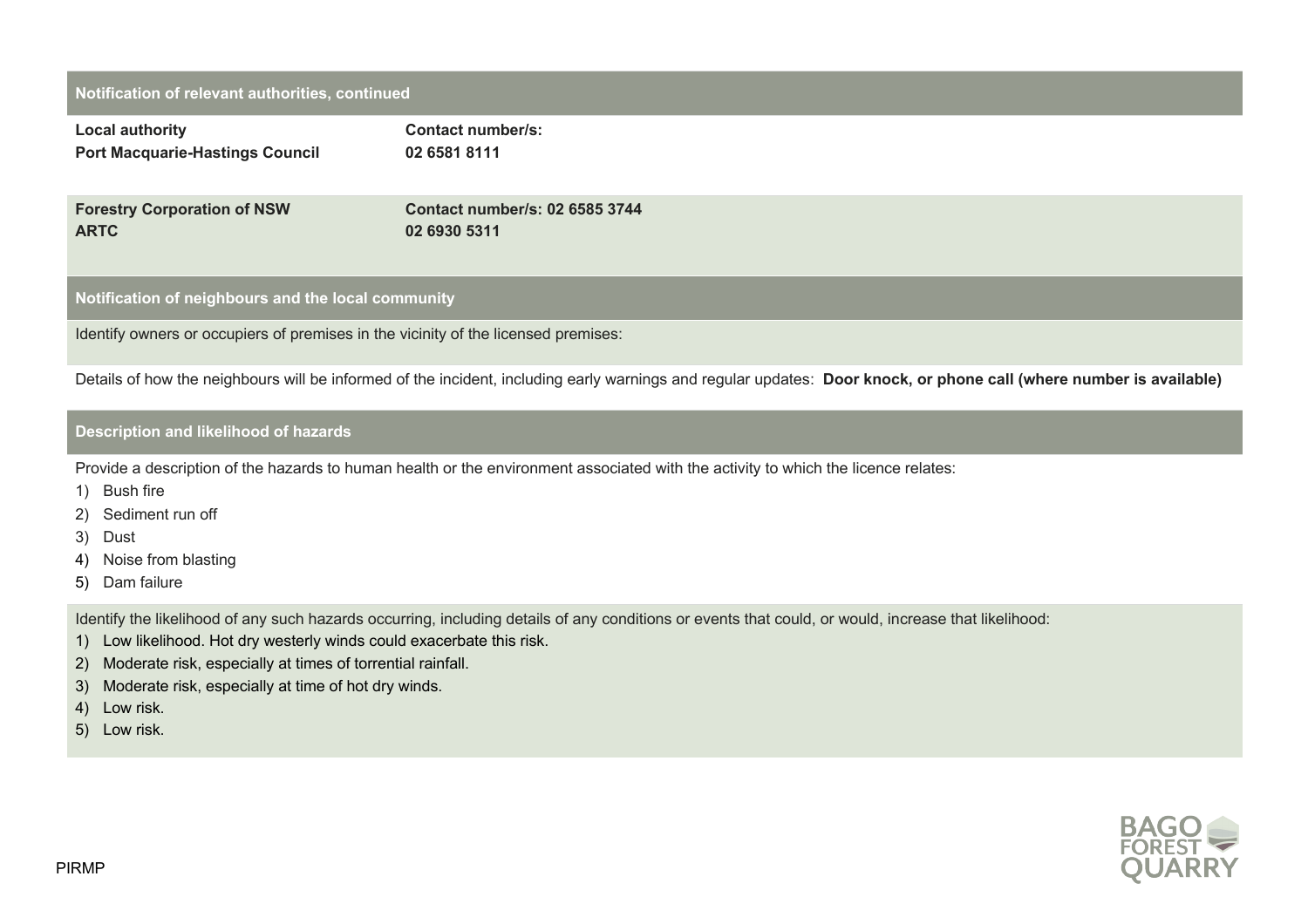## Notification of relevant authorities, continued

| Local authority | Contact number/s: |
| --- | --- |
| **Port Macquarie-Hastings Council** | **02 6581 8111** |
| **Forestry Corporation of NSW** | **Contact number/s: 02 6585 3744** |
| **ARTC** | **02 6930 5311** |

## Notification of neighbours and the local community

Identify owners or occupiers of premises in the vicinity of the licensed premises:

Details of how the neighbours will be informed of the incident, including early warnings and regular updates: **Door knock, or phone call (where number is available)**

## Description and likelihood of hazards

Provide a description of the hazards to human health or the environment associated with the activity to which the licence relates:

1) Bush fire
2) Sediment run off
3) Dust
4) Noise from blasting
5) Dam failure

Identify the likelihood of any such hazards occurring, including details of any conditions or events that could, or would, increase that likelihood:

1) Low likelihood. Hot dry westerly winds could exacerbate this risk.
2) Moderate risk, especially at times of torrential rainfall.
3) Moderate risk, especially at time of hot dry winds.
4) Low risk.
5) Low risk.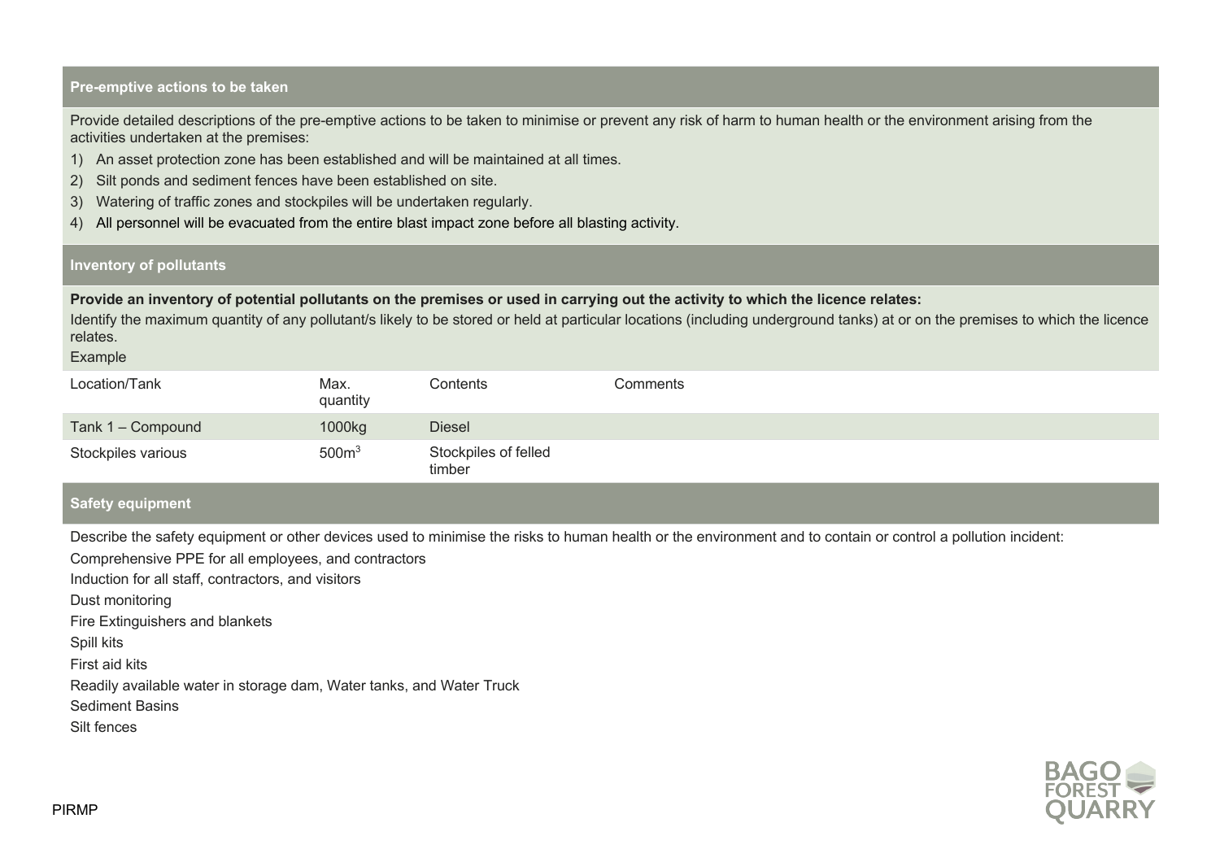## Pre-emptive actions to be taken

Provide detailed descriptions of the pre-emptive actions to be taken to minimise or prevent any risk of harm to human health or the environment arising from the activities undertaken at the premises:

1) An asset protection zone has been established and will be maintained at all times.
2) Silt ponds and sediment fences have been established on site.
3) Watering of traffic zones and stockpiles will be undertaken regularly.
4) All personnel will be evacuated from the entire blast impact zone before all blasting activity.

## Inventory of pollutants

**Provide an inventory of potential pollutants on the premises or used in carrying out the activity to which the licence relates:**

Identify the maximum quantity of any pollutant/s likely to be stored or held at particular locations (including underground tanks) at or on the premises to which the licence relates.

Example

| Location/Tank | Max. quantity | Contents | Comments |
| --- | --- | --- | --- |
| Tank 1 – Compound | 1000kg | Diesel | |
| Stockpiles various | 500m$^3$ | Stockpiles of felled timber | |

## Safety equipment

Describe the safety equipment or other devices used to minimise the risks to human health or the environment and to contain or control a pollution incident:

Comprehensive PPE for all employees, and contractors

Induction for all staff, contractors, and visitors

Dust monitoring

Fire Extinguishers and blankets

Spill kits

First aid kits

Readily available water in storage dam, Water tanks, and Water Truck

Sediment Basins

Silt fences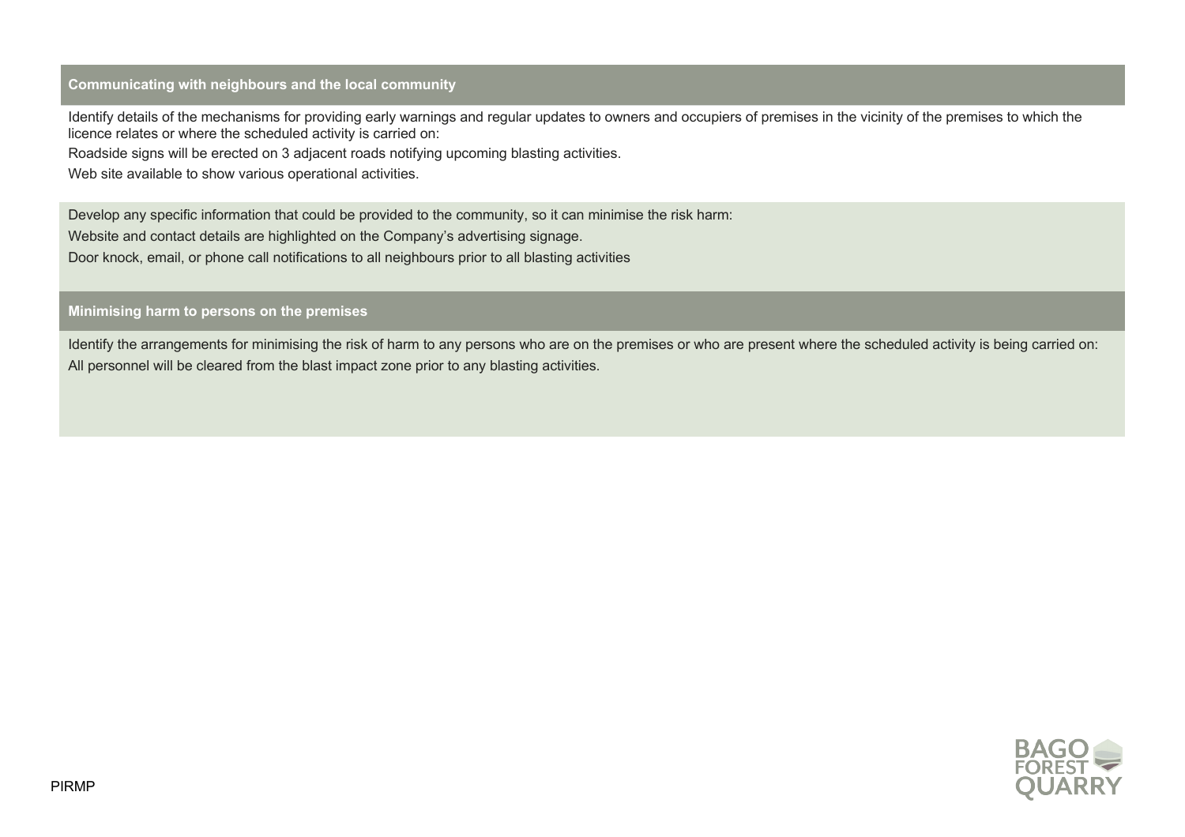## Communicating with neighbours and the local community

Identify details of the mechanisms for providing early warnings and regular updates to owners and occupiers of premises in the vicinity of the premises to which the licence relates or where the scheduled activity is carried on:

Roadside signs will be erected on 3 adjacent roads notifying upcoming blasting activities.

Web site available to show various operational activities.

Develop any specific information that could be provided to the community, so it can minimise the risk harm:

Website and contact details are highlighted on the Company's advertising signage.

Door knock, email, or phone call notifications to all neighbours prior to all blasting activities

## Minimising harm to persons on the premises

Identify the arrangements for minimising the risk of harm to any persons who are on the premises or who are present where the scheduled activity is being carried on:

All personnel will be cleared from the blast impact zone prior to any blasting activities.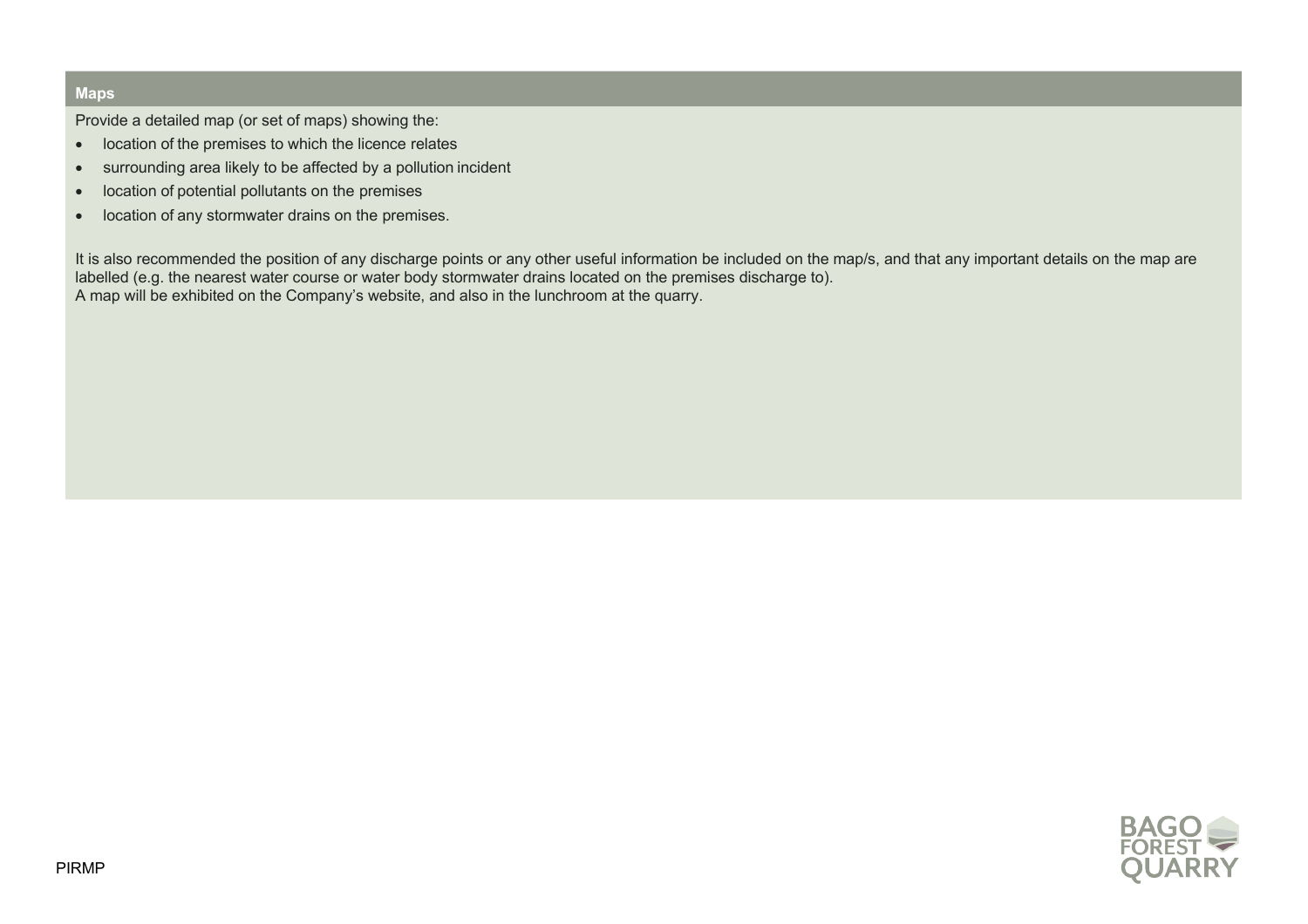## Maps

Provide a detailed map (or set of maps) showing the:

- location of the premises to which the licence relates
- surrounding area likely to be affected by a pollution incident
- location of potential pollutants on the premises
- location of any stormwater drains on the premises.

It is also recommended the position of any discharge points or any other useful information be included on the map/s, and that any important details on the map are labelled (e.g. the nearest water course or water body stormwater drains located on the premises discharge to).
A map will be exhibited on the Company's website, and also in the lunchroom at the quarry.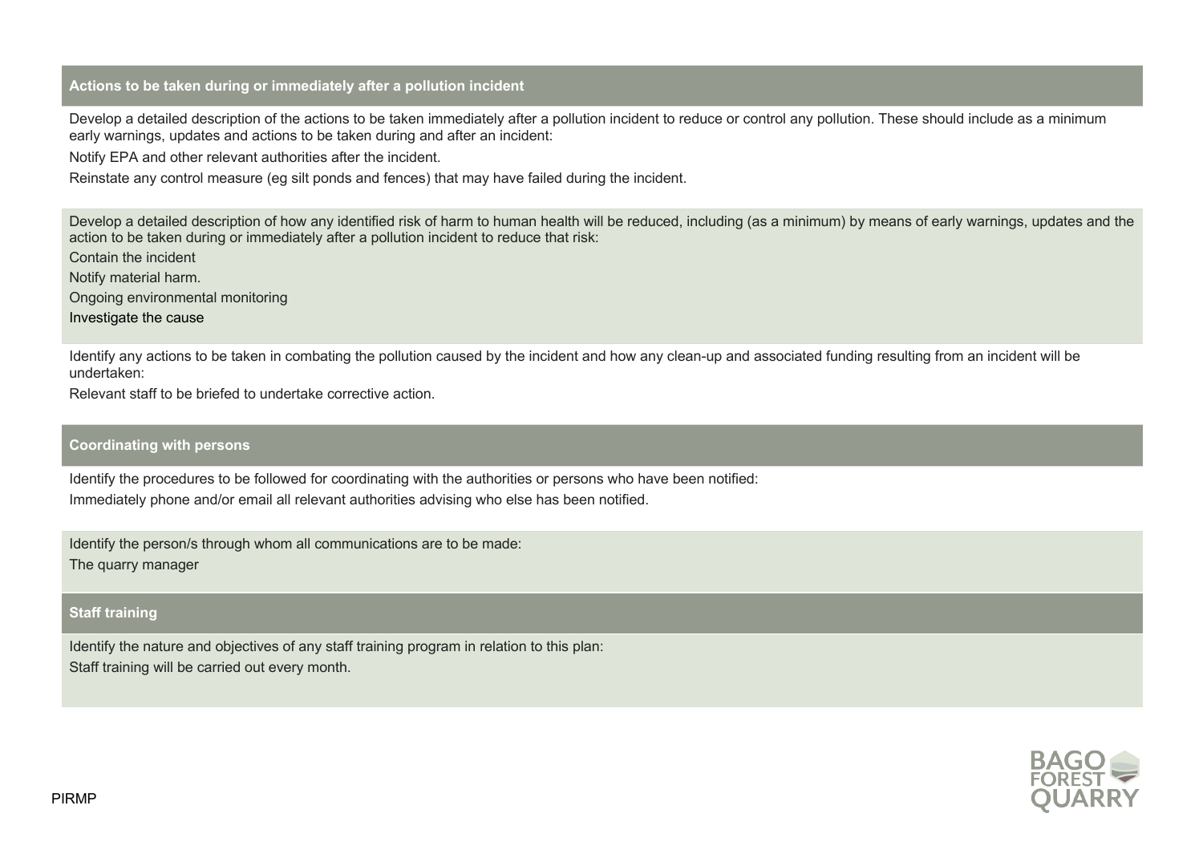## Actions to be taken during or immediately after a pollution incident

Develop a detailed description of the actions to be taken immediately after a pollution incident to reduce or control any pollution. These should include as a minimum early warnings, updates and actions to be taken during and after an incident:

Notify EPA and other relevant authorities after the incident.

Reinstate any control measure (eg silt ponds and fences) that may have failed during the incident.

Develop a detailed description of how any identified risk of harm to human health will be reduced, including (as a minimum) by means of early warnings, updates and the action to be taken during or immediately after a pollution incident to reduce that risk:

Contain the incident

Notify material harm.

Ongoing environmental monitoring

Investigate the cause

Identify any actions to be taken in combating the pollution caused by the incident and how any clean-up and associated funding resulting from an incident will be undertaken:

Relevant staff to be briefed to undertake corrective action.

## Coordinating with persons

Identify the procedures to be followed for coordinating with the authorities or persons who have been notified:

Immediately phone and/or email all relevant authorities advising who else has been notified.

Identify the person/s through whom all communications are to be made:

The quarry manager

## Staff training

Identify the nature and objectives of any staff training program in relation to this plan:

Staff training will be carried out every month.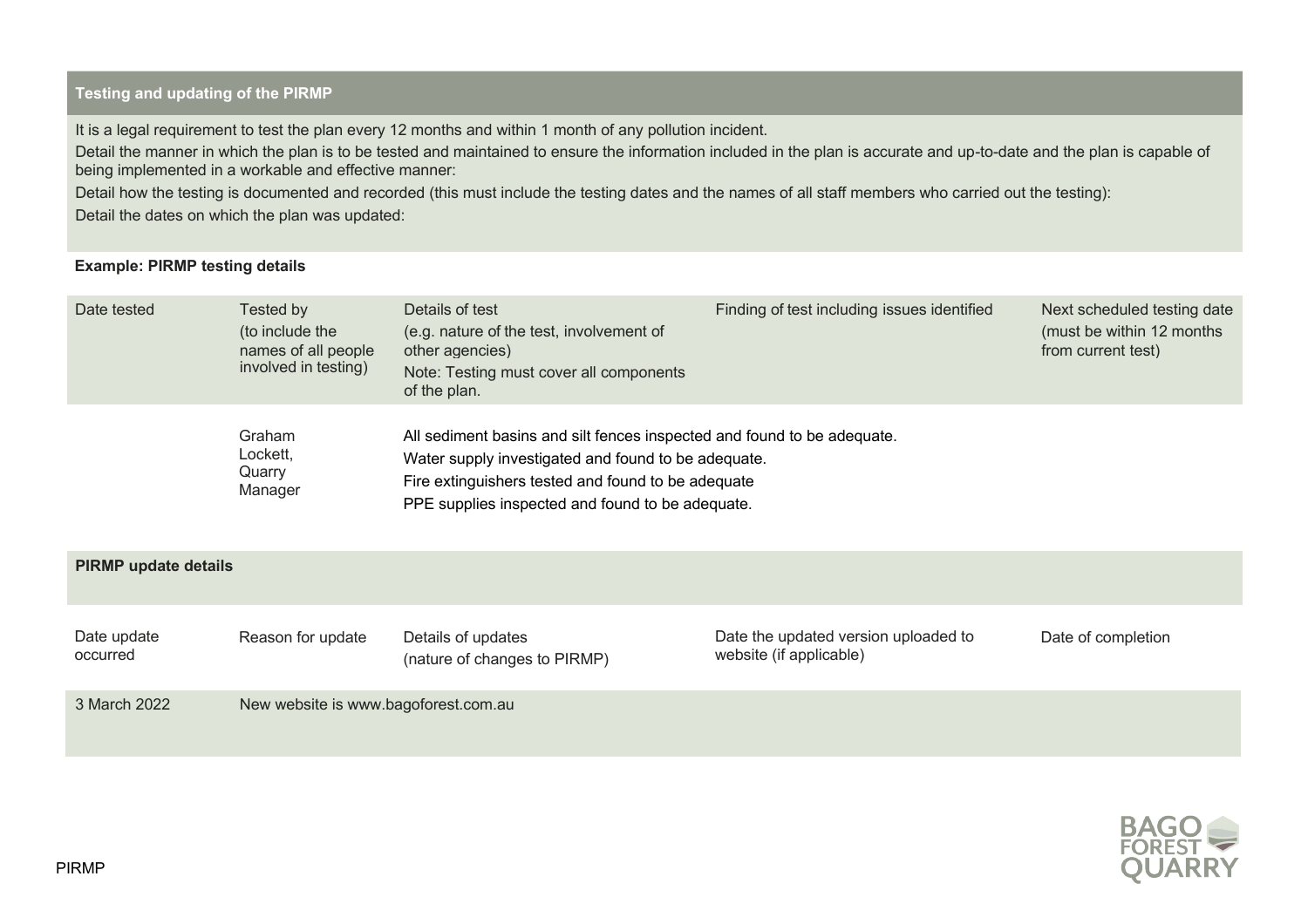## Testing and updating of the PIRMP

It is a legal requirement to test the plan every 12 months and within 1 month of any pollution incident.

Detail the manner in which the plan is to be tested and maintained to ensure the information included in the plan is accurate and up-to-date and the plan is capable of being implemented in a workable and effective manner:

Detail how the testing is documented and recorded (this must include the testing dates and the names of all staff members who carried out the testing):

Detail the dates on which the plan was updated:

**Example: PIRMP testing details**

| Date tested | Tested by (to include the names of all people involved in testing) | Details of test (e.g. nature of the test, involvement of other agencies) Note: Testing must cover all components of the plan. | Finding of test including issues identified | Next scheduled testing date (must be within 12 months from current test) |
|---|---|---|---|---|
| | Graham Lockett, Quarry Manager | All sediment basins and silt fences inspected and found to be adequate.<br>Water supply investigated and found to be adequate.<br>Fire extinguishers tested and found to be adequate<br>PPE supplies inspected and found to be adequate. | | |

**PIRMP update details**

| Date update occurred | Reason for update | Details of updates (nature of changes to PIRMP) | Date the updated version uploaded to website (if applicable) | Date of completion |
|---|---|---|---|---|
| 3 March 2022 | New website is www.bagoforest.com.au | | | |